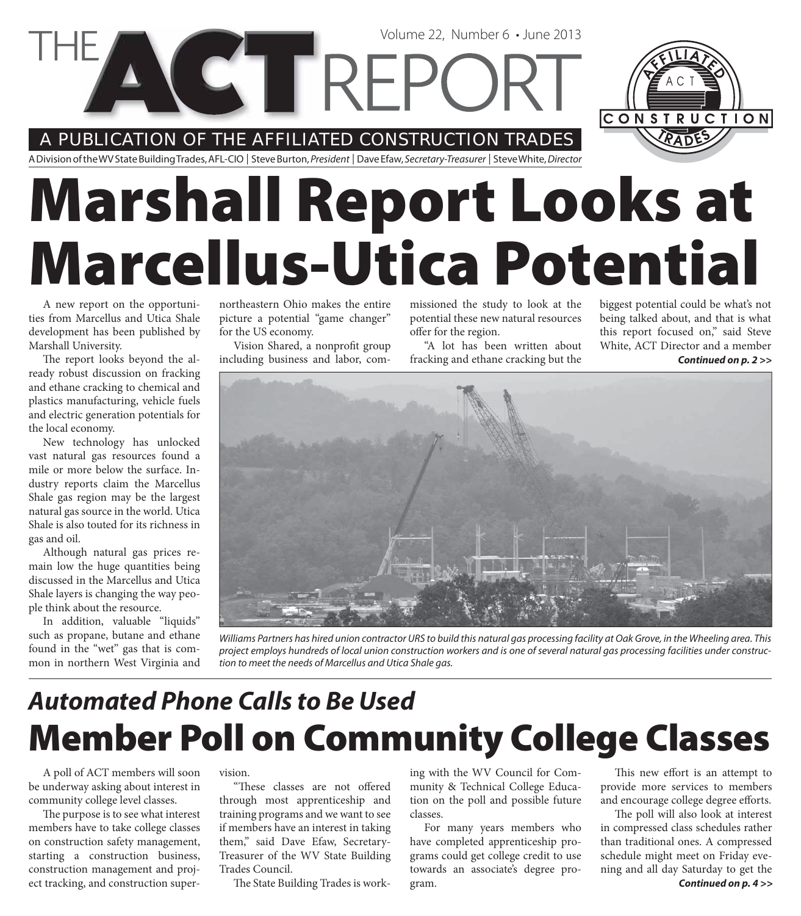# THE ACT REPORT

Volume 22, Number 6 • June 2013

A PUBLICATION OF THE AFFILIATED CONSTRUCTION TRADES

A Division of the WV State Building Trades, AFL-CIO | Steve Burton, *President* | Dave Efaw, *Secretary-Treasurer* | Steve White, *Director*

# Marshall Report Looks at Marcellus-Utica Potential

A new report on the opportunities from Marcellus and Utica Shale development has been published by Marshall University.

The report looks beyond the already robust discussion on fracking and ethane cracking to chemical and plastics manufacturing, vehicle fuels and electric generation potentials for the local economy.

New technology has unlocked vast natural gas resources found a mile or more below the surface. Industry reports claim the Marcellus Shale gas region may be the largest natural gas source in the world. Utica Shale is also touted for its richness in gas and oil.

Although natural gas prices remain low the huge quantities being discussed in the Marcellus and Utica Shale layers is changing the way people think about the resource.

In addition, valuable "liquids" such as propane, butane and ethane found in the "wet" gas that is common in northern West Virginia and northeastern Ohio makes the entire picture a potential "game changer" for the US economy.

Vision Shared, a nonprofit group including business and labor, commissioned the study to look at the potential these new natural resources offer for the region.

"A lot has been written about fracking and ethane cracking but the biggest potential could be what's not being talked about, and that is what this report focused on," said Steve White, ACT Director and a member

***Continued on p. 2 >>***

*Williams Partners has hired union contractor URS to build this natural gas processing facility at Oak Grove, in the Wheeling area. This project employs hundreds of local union construction workers and is one of several natural gas processing facilities under construction to meet the needs of Marcellus and Utica Shale gas.*

## *Automated Phone Calls to Be Used*

# Member Poll on Community College Classes

A poll of ACT members will soon be underway asking about interest in community college level classes.

The purpose is to see what interest members have to take college classes on construction safety management, starting a construction business, construction management and project tracking, and construction supervision.

"These classes are not offered through most apprenticeship and training programs and we want to see if members have an interest in taking them," said Dave Efaw, Secretary-Treasurer of the WV State Building Trades Council.

The State Building Trades is working with the WV Council for Community & Technical College Education on the poll and possible future classes.

For many years members who have completed apprenticeship programs could get college credit to use towards an associate's degree program.

This new effort is an attempt to provide more services to members and encourage college degree efforts.

The poll will also look at interest in compressed class schedules rather than traditional ones. A compressed schedule might meet on Friday evening and all day Saturday to get the

***Continued on p. 4 >>***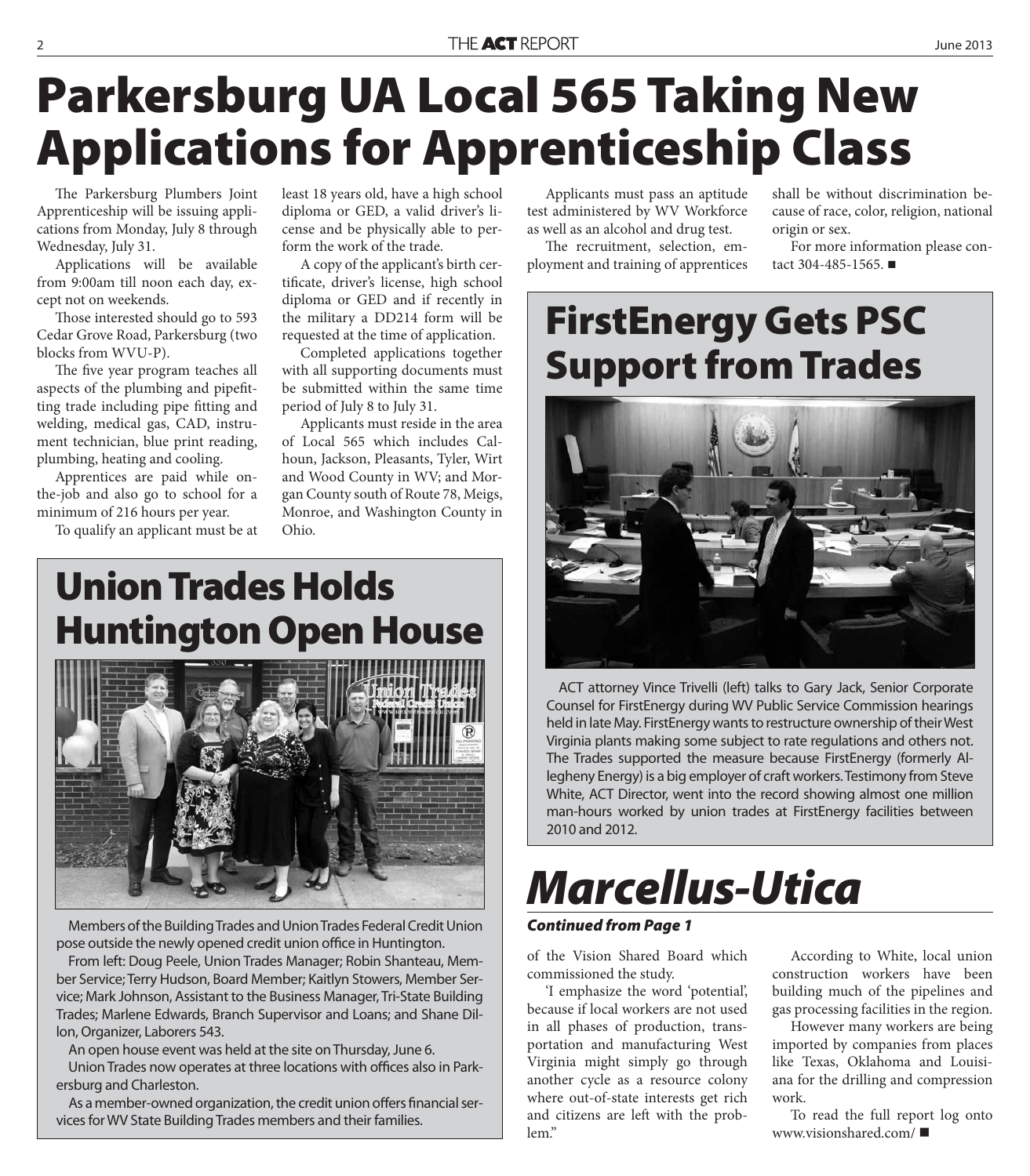# Parkersburg UA Local 565 Taking New Applications for Apprenticeship Class

The Parkersburg Plumbers Joint Apprenticeship will be issuing applications from Monday, July 8 through Wednesday, July 31.

Applications will be available from 9:00am till noon each day, except not on weekends.

Those interested should go to 593 Cedar Grove Road, Parkersburg (two blocks from WVU-P).

The five year program teaches all aspects of the plumbing and pipefitting trade including pipe fitting and welding, medical gas, CAD, instrument technician, blue print reading, plumbing, heating and cooling.

Apprentices are paid while on-the-job and also go to school for a minimum of 216 hours per year.

To qualify an applicant must be at least 18 years old, have a high school diploma or GED, a valid driver's license and be physically able to perform the work of the trade.

A copy of the applicant's birth certificate, driver's license, high school diploma or GED and if recently in the military a DD214 form will be requested at the time of application.

Completed applications together with all supporting documents must be submitted within the same time period of July 8 to July 31.

Applicants must reside in the area of Local 565 which includes Calhoun, Jackson, Pleasants, Tyler, Wirt and Wood County in WV; and Morgan County south of Route 78, Meigs, Monroe, and Washington County in Ohio.

Applicants must pass an aptitude test administered by WV Workforce as well as an alcohol and drug test.

The recruitment, selection, employment and training of apprentices shall be without discrimination because of race, color, religion, national origin or sex.

For more information please contact 304-485-1565. ■

## Union Trades Holds Huntington Open House

Members of the Building Trades and Union Trades Federal Credit Union pose outside the newly opened credit union office in Huntington.

From left: Doug Peele, Union Trades Manager; Robin Shanteau, Member Service; Terry Hudson, Board Member; Kaitlyn Stowers, Member Service; Mark Johnson, Assistant to the Business Manager, Tri-State Building Trades; Marlene Edwards, Branch Supervisor and Loans; and Shane Dillon, Organizer, Laborers 543.

An open house event was held at the site on Thursday, June 6.

Union Trades now operates at three locations with offices also in Parkersburg and Charleston.

As a member-owned organization, the credit union offers financial services for WV State Building Trades members and their families.

## FirstEnergy Gets PSC Support from Trades

ACT attorney Vince Trivelli (left) talks to Gary Jack, Senior Corporate Counsel for FirstEnergy during WV Public Service Commission hearings held in late May. FirstEnergy wants to restructure ownership of their West Virginia plants making some subject to rate regulations and others not. The Trades supported the measure because FirstEnergy (formerly Allegheny Energy) is a big employer of craft workers. Testimony from Steve White, ACT Director, went into the record showing almost one million man-hours worked by union trades at FirstEnergy facilities between 2010 and 2012.

## *Marcellus-Utica*

***Continued from Page 1***

of the Vision Shared Board which commissioned the study.

'I emphasize the word 'potential', because if local workers are not used in all phases of production, transportation and manufacturing West Virginia might simply go through another cycle as a resource colony where out-of-state interests get rich and citizens are left with the problem."

According to White, local union construction workers have been building much of the pipelines and gas processing facilities in the region.

However many workers are being imported by companies from places like Texas, Oklahoma and Louisiana for the drilling and compression work.

To read the full report log onto www.visionshared.com/ ■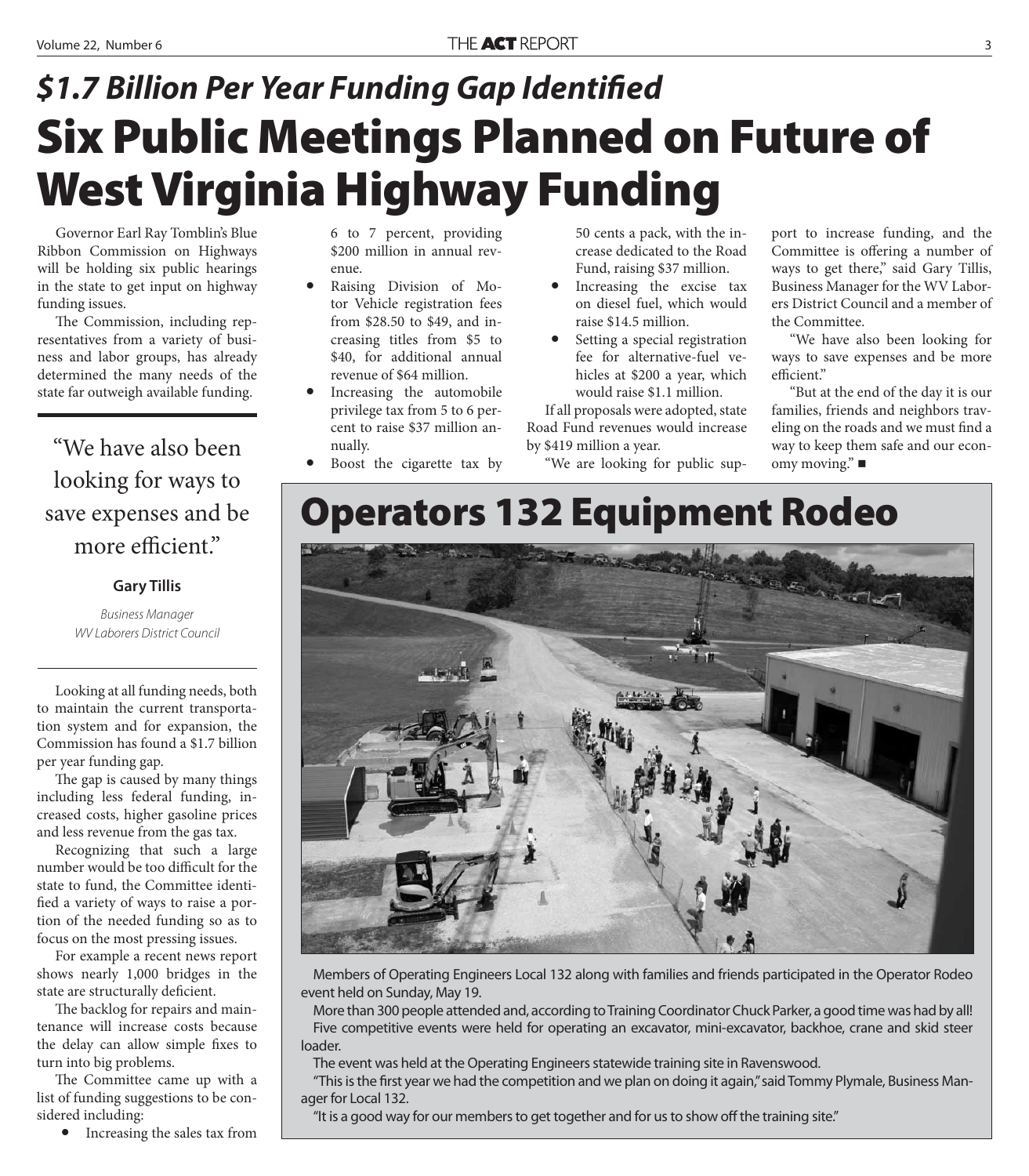## *$1.7 Billion Per Year Funding Gap Identified*

# Six Public Meetings Planned on Future of West Virginia Highway Funding

Governor Earl Ray Tomblin's Blue Ribbon Commission on Highways will be holding six public hearings in the state to get input on highway funding issues.

The Commission, including representatives from a variety of business and labor groups, has already determined the many needs of the state far outweigh available funding.

> "We have also been looking for ways to save expenses and be more efficient."
>
> **Gary Tillis**
>
> *Business Manager*
> *WV Laborers District Council*

Looking at all funding needs, both to maintain the current transportation system and for expansion, the Commission has found a $1.7 billion per year funding gap.

The gap is caused by many things including less federal funding, increased costs, higher gasoline prices and less revenue from the gas tax.

Recognizing that such a large number would be too difficult for the state to fund, the Committee identified a variety of ways to raise a portion of the needed funding so as to focus on the most pressing issues.

For example a recent news report shows nearly 1,000 bridges in the state are structurally deficient.

The backlog for repairs and maintenance will increase costs because the delay can allow simple fixes to turn into big problems.

The Committee came up with a list of funding suggestions to be considered including:

- Increasing the sales tax from 6 to 7 percent, providing $200 million in annual revenue.
- Raising Division of Motor Vehicle registration fees from $28.50 to $49, and increasing titles from $5 to $40, for additional annual revenue of $64 million.
- Increasing the automobile privilege tax from 5 to 6 percent to raise $37 million annually.
- Boost the cigarette tax by 50 cents a pack, with the increase dedicated to the Road Fund, raising $37 million.
- Increasing the excise tax on diesel fuel, which would raise $14.5 million.
- Setting a special registration fee for alternative-fuel vehicles at $200 a year, which would raise $1.1 million.

If all proposals were adopted, state Road Fund revenues would increase by $419 million a year.

"We are looking for public support to increase funding, and the Committee is offering a number of ways to get there," said Gary Tillis, Business Manager for the WV Laborers District Council and a member of the Committee.

"We have also been looking for ways to save expenses and be more efficient."

"But at the end of the day it is our families, friends and neighbors traveling on the roads and we must find a way to keep them safe and our economy moving." ■

# Operators 132 Equipment Rodeo

Members of Operating Engineers Local 132 along with families and friends participated in the Operator Rodeo event held on Sunday, May 19.

More than 300 people attended and, according to Training Coordinator Chuck Parker, a good time was had by all!

Five competitive events were held for operating an excavator, mini-excavator, backhoe, crane and skid steer loader.

The event was held at the Operating Engineers statewide training site in Ravenswood.

"This is the first year we had the competition and we plan on doing it again," said Tommy Plymale, Business Manager for Local 132.

"It is a good way for our members to get together and for us to show off the training site."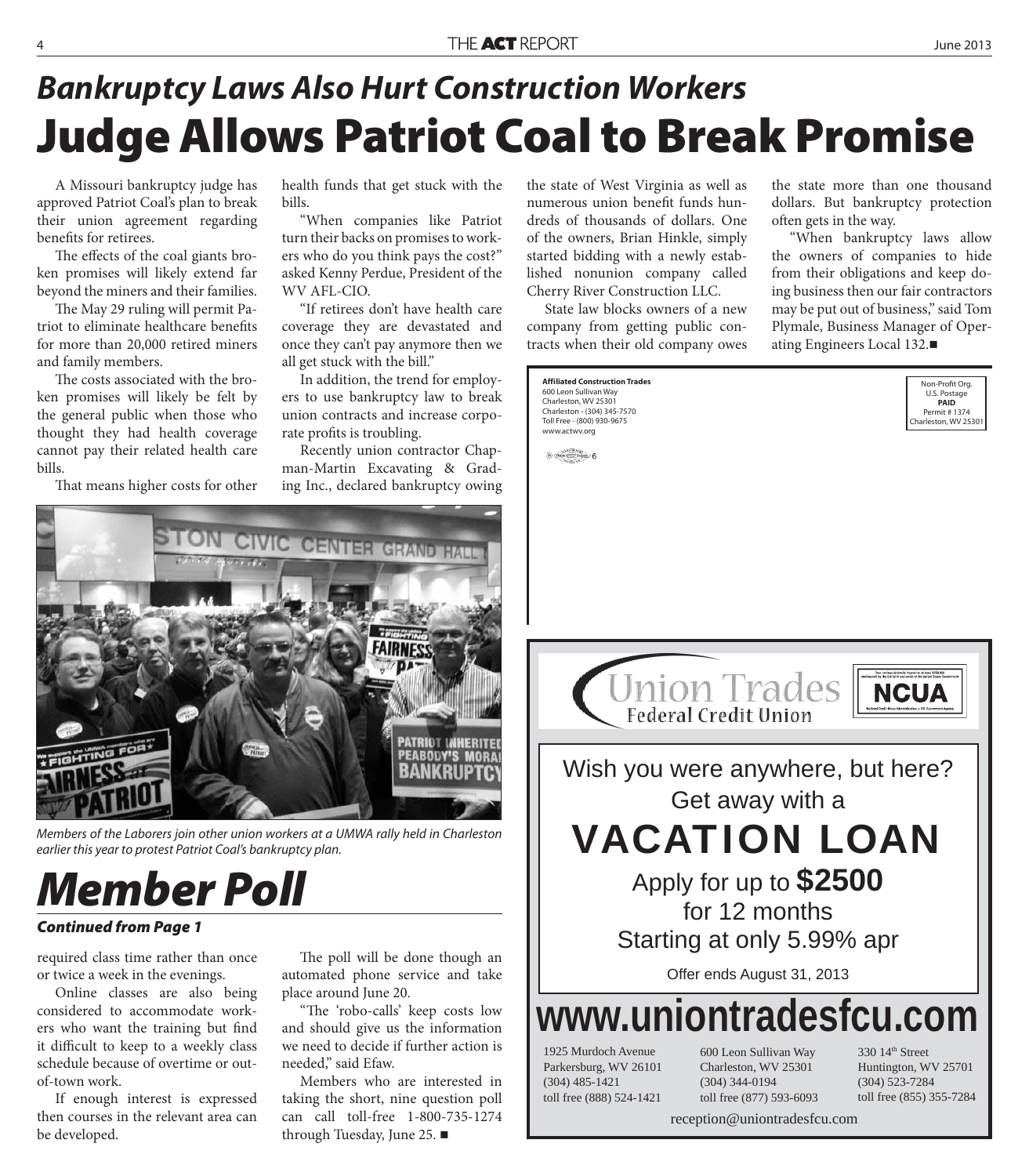## *Bankruptcy Laws Also Hurt Construction Workers*

# Judge Allows Patriot Coal to Break Promise

A Missouri bankruptcy judge has approved Patriot Coal's plan to break their union agreement regarding benefits for retirees.

The effects of the coal giants broken promises will likely extend far beyond the miners and their families.

The May 29 ruling will permit Patriot to eliminate healthcare benefits for more than 20,000 retired miners and family members.

The costs associated with the broken promises will likely be felt by the general public when those who thought they had health coverage cannot pay their related health care bills.

That means higher costs for other health funds that get stuck with the bills.

"When companies like Patriot turn their backs on promises to workers who do you think pays the cost?" asked Kenny Perdue, President of the WV AFL-CIO.

"If retirees don't have health care coverage they are devastated and once they can't pay anymore then we all get stuck with the bill."

In addition, the trend for employers to use bankruptcy law to break union contracts and increase corporate profits is troubling.

Recently union contractor Chapman-Martin Excavating & Grading Inc., declared bankruptcy owing the state of West Virginia as well as numerous union benefit funds hundreds of thousands of dollars. One of the owners, Brian Hinkle, simply started bidding with a newly established nonunion company called Cherry River Construction LLC.

State law blocks owners of a new company from getting public contracts when their old company owes the state more than one thousand dollars. But bankruptcy protection often gets in the way.

"When bankruptcy laws allow the owners of companies to hide from their obligations and keep doing business then our fair contractors may be put out of business," said Tom Plymale, Business Manager of Operating Engineers Local 132. ■

*Members of the Laborers join other union workers at a UMWA rally held in Charleston earlier this year to protest Patriot Coal's bankruptcy plan.*

**Affiliated Construction Trades**
600 Leon Sullivan Way
Charleston, WV 25301
Charleston - (304) 345-7570
Toll Free - (800) 930-9675
www.actwv.org

Non-Profit Org.
U.S. Postage
**PAID**
Permit # 1374
Charleston, WV 25301

# *Member Poll*

***Continued from Page 1***

required class time rather than once or twice a week in the evenings.

Online classes are also being considered to accommodate workers who want the training but find it difficult to keep to a weekly class schedule because of overtime or out-of-town work.

If enough interest is expressed then courses in the relevant area can be developed.

The poll will be done though an automated phone service and take place around June 20.

"The 'robo-calls' keep costs low and should give us the information we need to decide if further action is needed," said Efaw.

Members who are interested in taking the short, nine question poll can call toll-free 1-800-735-1274 through Tuesday, June 25. ■

**Union Trades Federal Credit Union**

NCUA

Wish you were anywhere, but here?
Get away with a

## VACATION LOAN

Apply for up to **$2500**
for 12 months
Starting at only 5.99% apr

Offer ends August 31, 2013

**www.uniontradesfcu.com**

1925 Murdoch Avenue
Parkersburg, WV 26101
(304) 485-1421
toll free (888) 524-1421

600 Leon Sullivan Way
Charleston, WV 25301
(304) 344-0194
toll free (877) 593-6093

330 14th Street
Huntington, WV 25701
(304) 523-7284
toll free (855) 355-7284

reception@uniontradesfcu.com